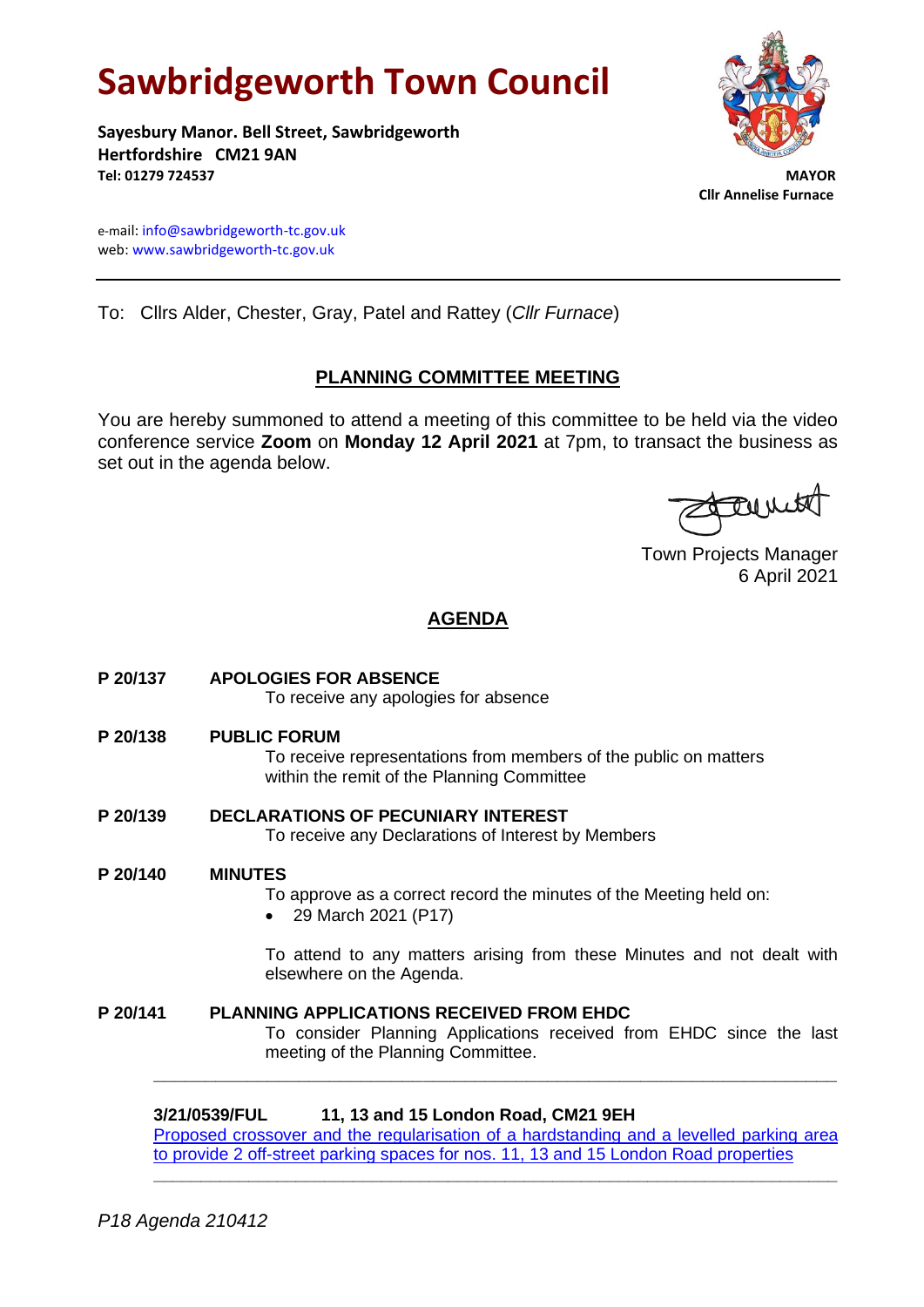# Sawbridgeworth Town Council

**Sayesbury Manor. Bell Street, Sawbridgeworth**
**Hertfordshire CM21 9AN**
**Tel: 01279 724537**

**MAYOR**
**Cllr Annelise Furnace**

e-mail: info@sawbridgeworth-tc.gov.uk
web: www.sawbridgeworth-tc.gov.uk

---

To: Cllrs Alder, Chester, Gray, Patel and Rattey (*Cllr Furnace*)

## PLANNING COMMITTEE MEETING

You are hereby summoned to attend a meeting of this committee to be held via the video conference service **Zoom** on **Monday 12 April 2021** at 7pm, to transact the business as set out in the agenda below.

Town Projects Manager
6 April 2021

## AGENDA

**P 20/137 APOLOGIES FOR ABSENCE**
To receive any apologies for absence

**P 20/138 PUBLIC FORUM**
To receive representations from members of the public on matters within the remit of the Planning Committee

**P 20/139 DECLARATIONS OF PECUNIARY INTEREST**
To receive any Declarations of Interest by Members

**P 20/140 MINUTES**
To approve as a correct record the minutes of the Meeting held on:

- 29 March 2021 (P17)

To attend to any matters arising from these Minutes and not dealt with elsewhere on the Agenda.

**P 20/141 PLANNING APPLICATIONS RECEIVED FROM EHDC**
To consider Planning Applications received from EHDC since the last meeting of the Planning Committee.

---

**3/21/0539/FUL 11, 13 and 15 London Road, CM21 9EH**
Proposed crossover and the regularisation of a hardstanding and a levelled parking area to provide 2 off-street parking spaces for nos. 11, 13 and 15 London Road properties

---

*P18 Agenda 210412*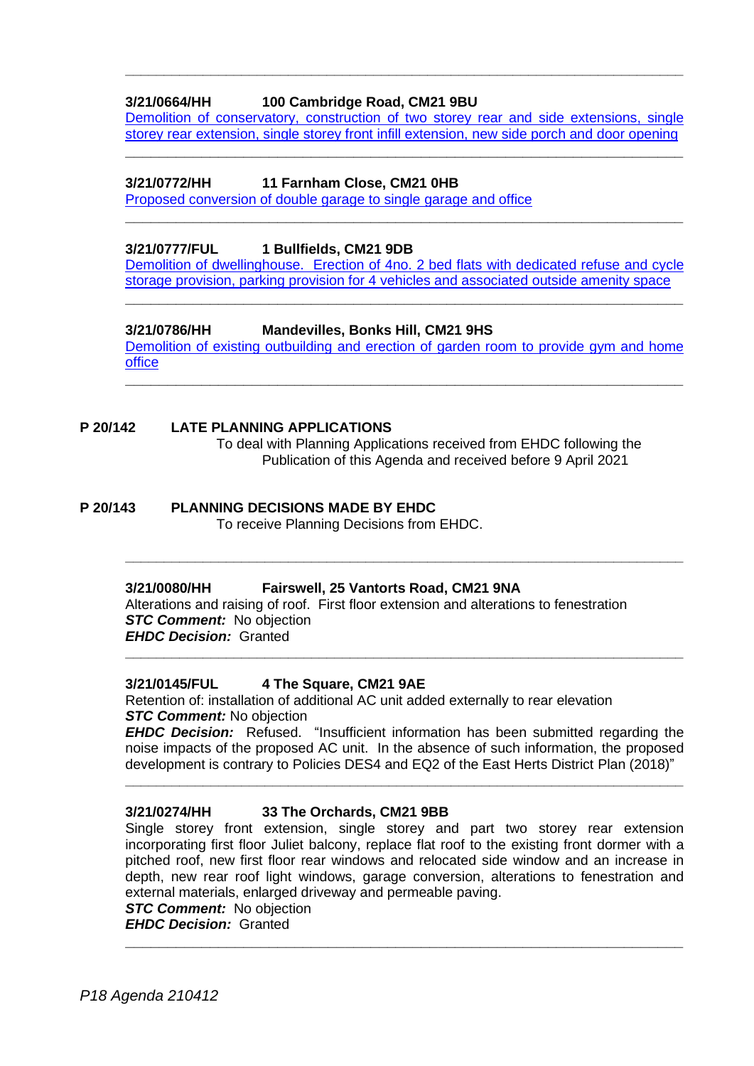---

**3/21/0664/HH    100 Cambridge Road, CM21 9BU**

Demolition of conservatory, construction of two storey rear and side extensions, single storey rear extension, single storey front infill extension, new side porch and door opening

---

**3/21/0772/HH    11 Farnham Close, CM21 0HB**

Proposed conversion of double garage to single garage and office

---

**3/21/0777/FUL    1 Bullfields, CM21 9DB**

Demolition of dwellinghouse. Erection of 4no. 2 bed flats with dedicated refuse and cycle storage provision, parking provision for 4 vehicles and associated outside amenity space

---

**3/21/0786/HH    Mandevilles, Bonks Hill, CM21 9HS**

Demolition of existing outbuilding and erection of garden room to provide gym and home office

---

## P 20/142    LATE PLANNING APPLICATIONS

To deal with Planning Applications received from EHDC following the Publication of this Agenda and received before 9 April 2021

## P 20/143    PLANNING DECISIONS MADE BY EHDC

To receive Planning Decisions from EHDC.

---

**3/21/0080/HH    Fairswell, 25 Vantorts Road, CM21 9NA**

Alterations and raising of roof. First floor extension and alterations to fenestration

***STC Comment:*** No objection

***EHDC Decision:*** Granted

---

**3/21/0145/FUL    4 The Square, CM21 9AE**

Retention of: installation of additional AC unit added externally to rear elevation

***STC Comment:*** No objection

***EHDC Decision:*** Refused. "Insufficient information has been submitted regarding the noise impacts of the proposed AC unit. In the absence of such information, the proposed development is contrary to Policies DES4 and EQ2 of the East Herts District Plan (2018)"

---

**3/21/0274/HH    33 The Orchards, CM21 9BB**

Single storey front extension, single storey and part two storey rear extension incorporating first floor Juliet balcony, replace flat roof to the existing front dormer with a pitched roof, new first floor rear windows and relocated side window and an increase in depth, new rear roof light windows, garage conversion, alterations to fenestration and external materials, enlarged driveway and permeable paving.

***STC Comment:*** No objection

***EHDC Decision:*** Granted

---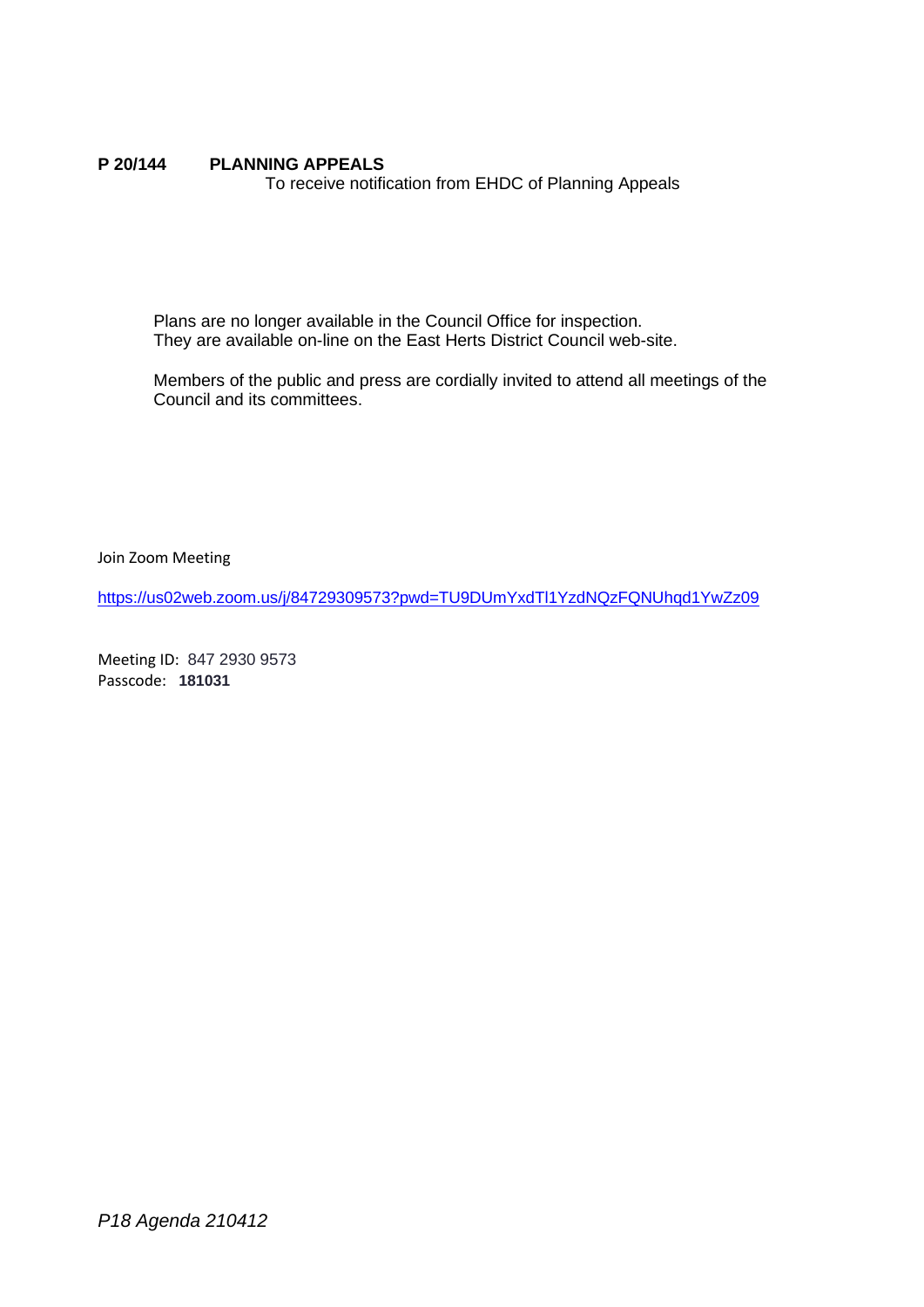**P 20/144 PLANNING APPEALS**

To receive notification from EHDC of Planning Appeals

Plans are no longer available in the Council Office for inspection.
They are available on-line on the East Herts District Council web-site.

Members of the public and press are cordially invited to attend all meetings of the Council and its committees.

Join Zoom Meeting

https://us02web.zoom.us/j/84729309573?pwd=TU9DUmYxdTl1YzdNQzFQNUhqd1YwZz09

Meeting ID: 847 2930 9573
Passcode: **181031**

*P18 Agenda 210412*